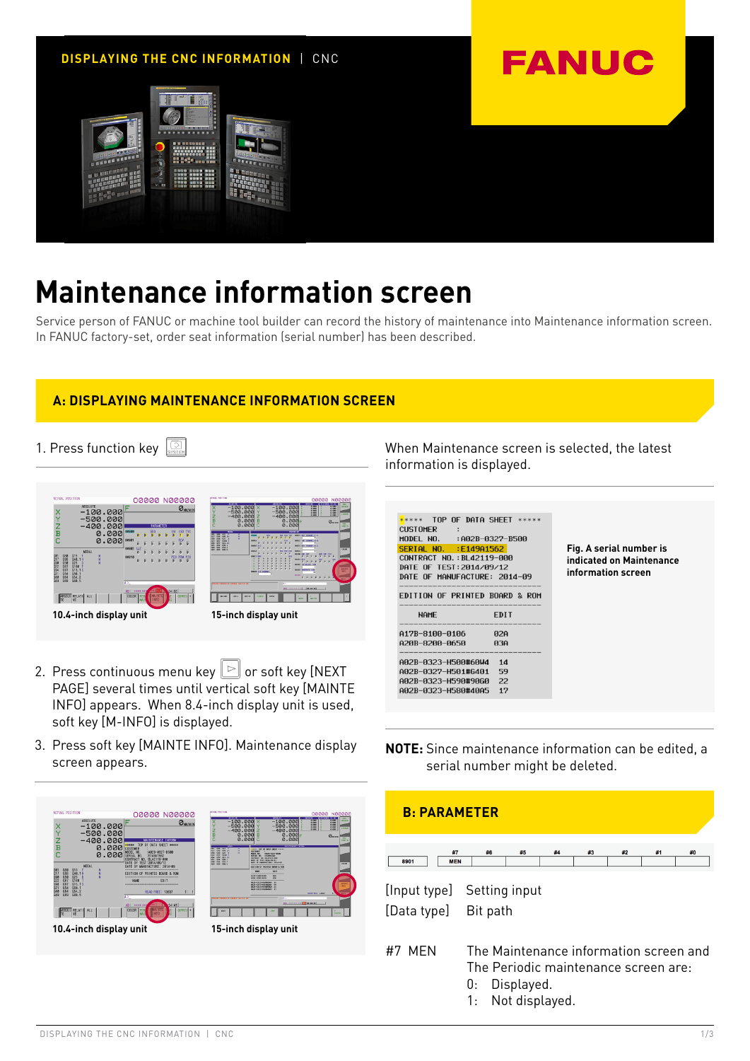DISPLAYING THE CNC INFORMATION | CNC

FANUC

# Maintenance information screen

Service person of FANUC or machine tool builder can record the history of maintenance into Maintenance information screen. In FANUC factory-set, order seat information (serial number) has been described.

## A: DISPLAYING MAINTENANCE INFORMATION SCREEN

1. Press function key [SYSTEM]

10.4-inch display unit

15-inch display unit

2. Press continuous menu key [▷] or soft key [NEXT PAGE] several times until vertical soft key [MAINTE INFO] appears. When 8.4-inch display unit is used, soft key [M-INFO] is displayed.
3. Press soft key [MAINTE INFO]. Maintenance display screen appears.

10.4-inch display unit

15-inch display unit

When Maintenance screen is selected, the latest information is displayed.

```
***** TOP OF DATA SHEET *****
CUSTOMER        :
MODEL NO.       :A02B-0327-B500
SERIAL NO.      :E149A1562
CONTRACT NO.:BL42119-000
DATE OF TEST:2014/09/12
DATE OF MANUFACTURE: 2014-09
----------------------------
EDITION OF PRINTED BOARD & ROM
----------------------------
  NAME              EDIT
----------------------------
A17B-8100-0106     02A
A20B-8200-0650     03A
----------------------------
A02B-0323-H500#60W4  14
A02B-0327-H501#6401  59
A02B-0323-H590#9060  22
A02B-0323-H580#40A5  17
```

**Fig. A serial number is indicated on Maintenance information screen**

**NOTE:** Since maintenance information can be edited, a serial number might be deleted.

## B: PARAMETER

| | #7 | #6 | #5 | #4 | #3 | #2 | #1 | #0 |
|---|---|---|---|---|---|---|---|---|
| 8901 | MEN | | | | | | | |

[Input type] Setting input
[Data type] Bit path

#7 MEN The Maintenance information screen and The Periodic maintenance screen are:
- 0: Displayed.
- 1: Not displayed.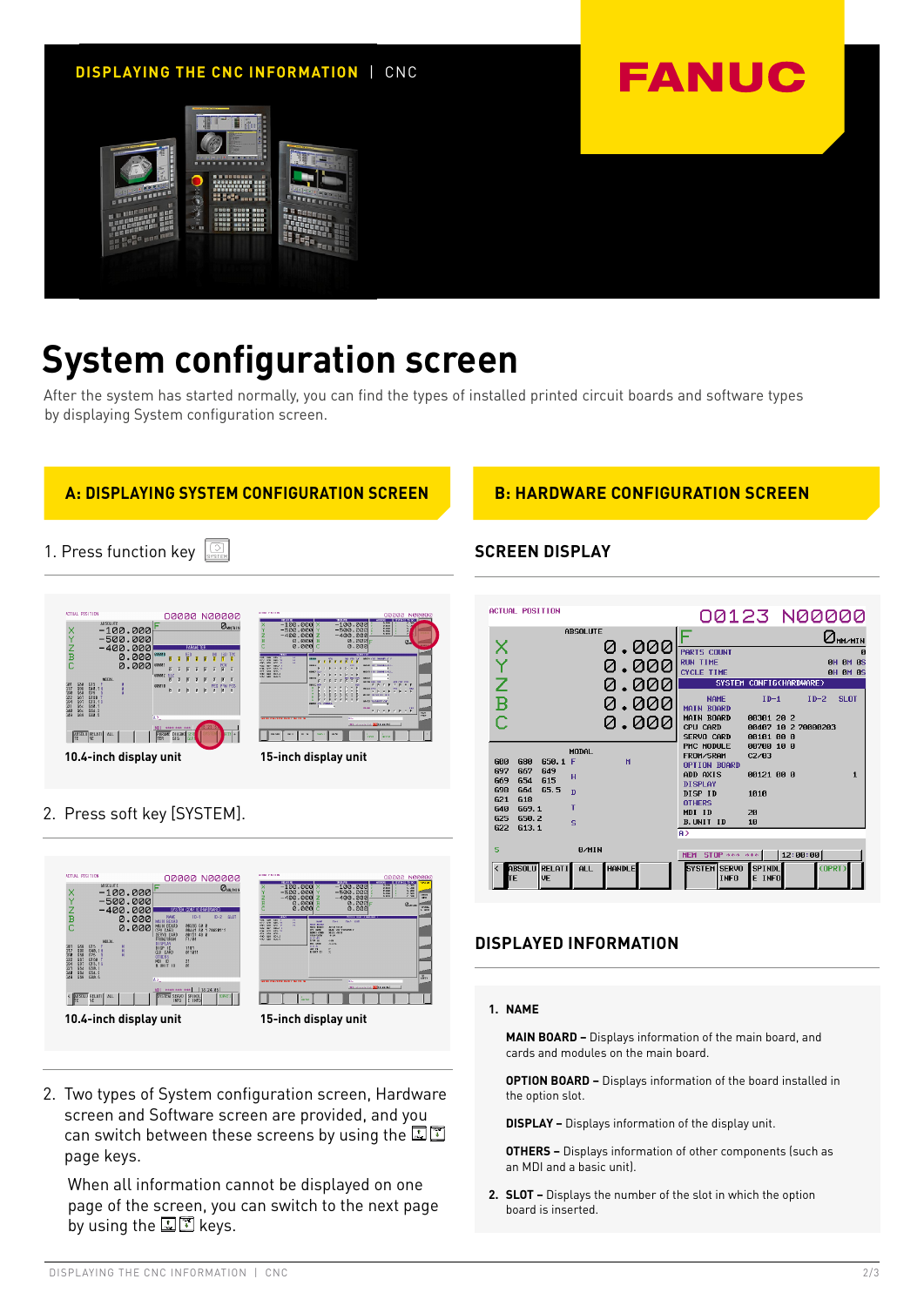DISPLAYING THE CNC INFORMATION | CNC

FANUC

# System configuration screen

After the system has started normally, you can find the types of installed printed circuit boards and software types by displaying System configuration screen.

## A: DISPLAYING SYSTEM CONFIGURATION SCREEN

1. Press function key

10.4-inch display unit

15-inch display unit

2. Press soft key [SYSTEM].

10.4-inch display unit

15-inch display unit

2. Two types of System configuration screen, Hardware screen and Software screen are provided, and you can switch between these screens by using the page keys.

When all information cannot be displayed on one page of the screen, you can switch to the next page by using the keys.

## B: HARDWARE CONFIGURATION SCREEN

### SCREEN DISPLAY

### DISPLAYED INFORMATION

1. **NAME**

   **MAIN BOARD –** Displays information of the main board, and cards and modules on the main board.

   **OPTION BOARD –** Displays information of the board installed in the option slot.

   **DISPLAY –** Displays information of the display unit.

   **OTHERS –** Displays information of other components (such as an MDI and a basic unit).

2. **SLOT –** Displays the number of the slot in which the option board is inserted.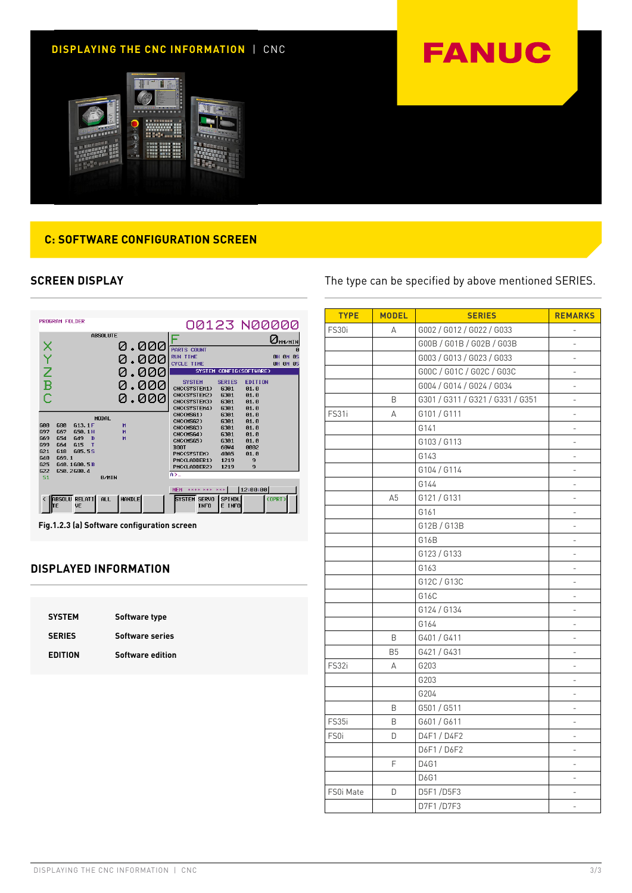# DISPLAYING THE CNC INFORMATION | CNC

FANUC

## C: SOFTWARE CONFIGURATION SCREEN

### SCREEN DISPLAY

Fig.1.2.3 (a) Software configuration screen

### DISPLAYED INFORMATION

| | |
|---|---|
| **SYSTEM** | **Software type** |
| **SERIES** | **Software series** |
| **EDITION** | **Software edition** |

The type can be specified by above mentioned SERIES.

| TYPE | MODEL | SERIES | REMARKS |
|---|---|---|---|
| FS30i | A | G002 / G012 / G022 / G033 | - |
| | | G00B / G01B / G02B / G03B | - |
| | | G003 / G013 / G023 / G033 | - |
| | | G00C / G01C / G02C / G03C | - |
| | | G004 / G014 / G024 / G034 | - |
| | B | G301 / G311 / G321 / G331 / G351 | - |
| FS31i | A | G101 / G111 | - |
| | | G141 | - |
| | | G103 / G113 | - |
| | | G143 | - |
| | | G104 / G114 | - |
| | | G144 | - |
| | A5 | G121 / G131 | - |
| | | G161 | - |
| | | G12B / G13B | - |
| | | G16B | - |
| | | G123 / G133 | - |
| | | G163 | - |
| | | G12C / G13C | - |
| | | G16C | - |
| | | G124 / G134 | - |
| | | G164 | - |
| | B | G401 / G411 | - |
| | B5 | G421 / G431 | - |
| FS32i | A | G203 | - |
| | | G203 | - |
| | | G204 | - |
| | B | G501 / G511 | - |
| FS35i | B | G601 / G611 | - |
| FS0i | D | D4F1 / D4F2 | - |
| | | D6F1 / D6F2 | - |
| | F | D4G1 | - |
| | | D6G1 | - |
| FS0i Mate | D | D5F1 /D5F3 | - |
| | | D7F1 /D7F3 | - |